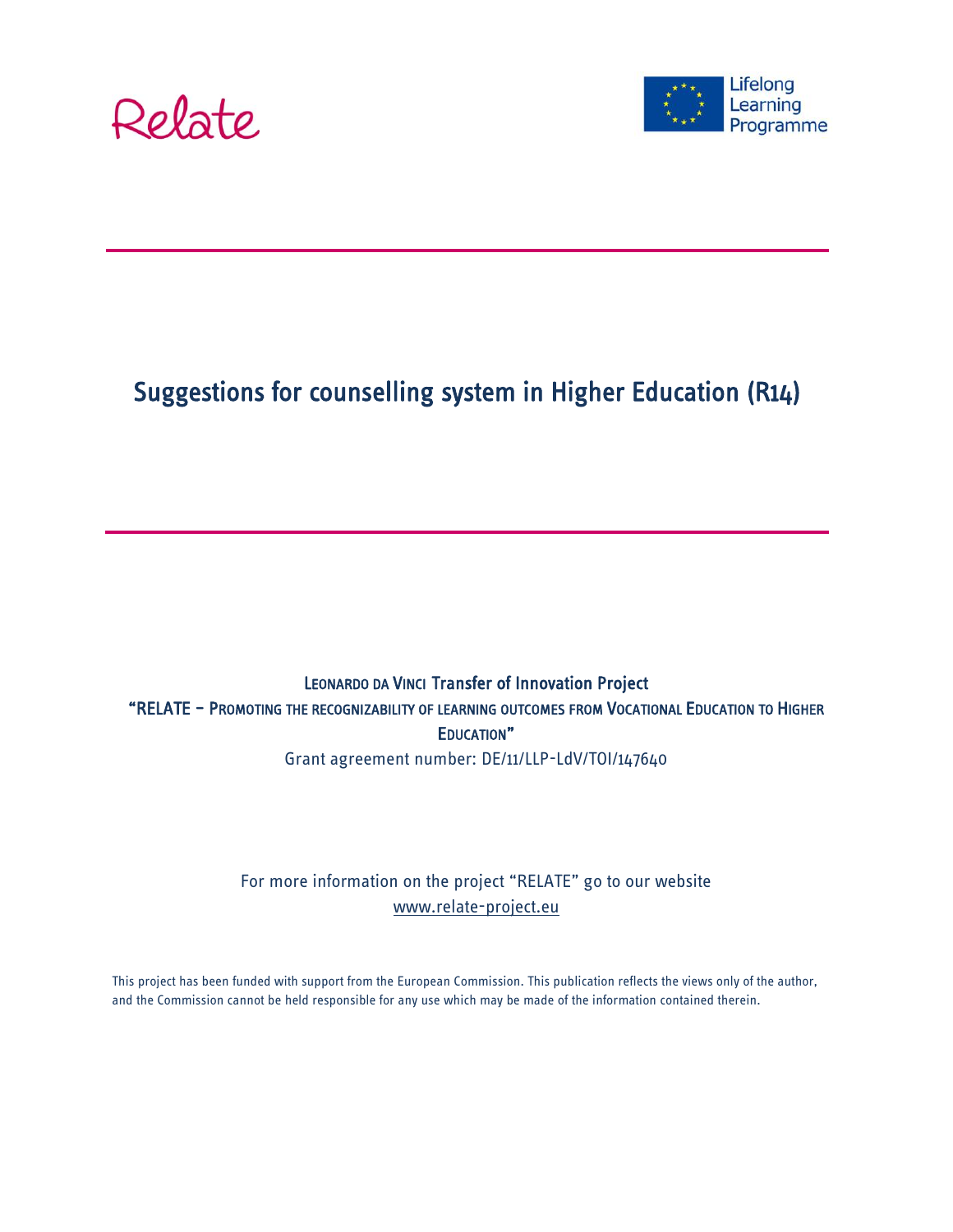Relate

Lifelong Learning Programme

# Suggestions for counselling system in Higher Education (R14)

Leonardo da Vinci Transfer of Innovation Project

"RELATE – Promoting the recognizability of learning outcomes from Vocational Education to Higher Education"

Grant agreement number: DE/11/LLP-LdV/TOI/147640

For more information on the project "RELATE" go to our website
www.relate-project.eu

This project has been funded with support from the European Commission. This publication reflects the views only of the author, and the Commission cannot be held responsible for any use which may be made of the information contained therein.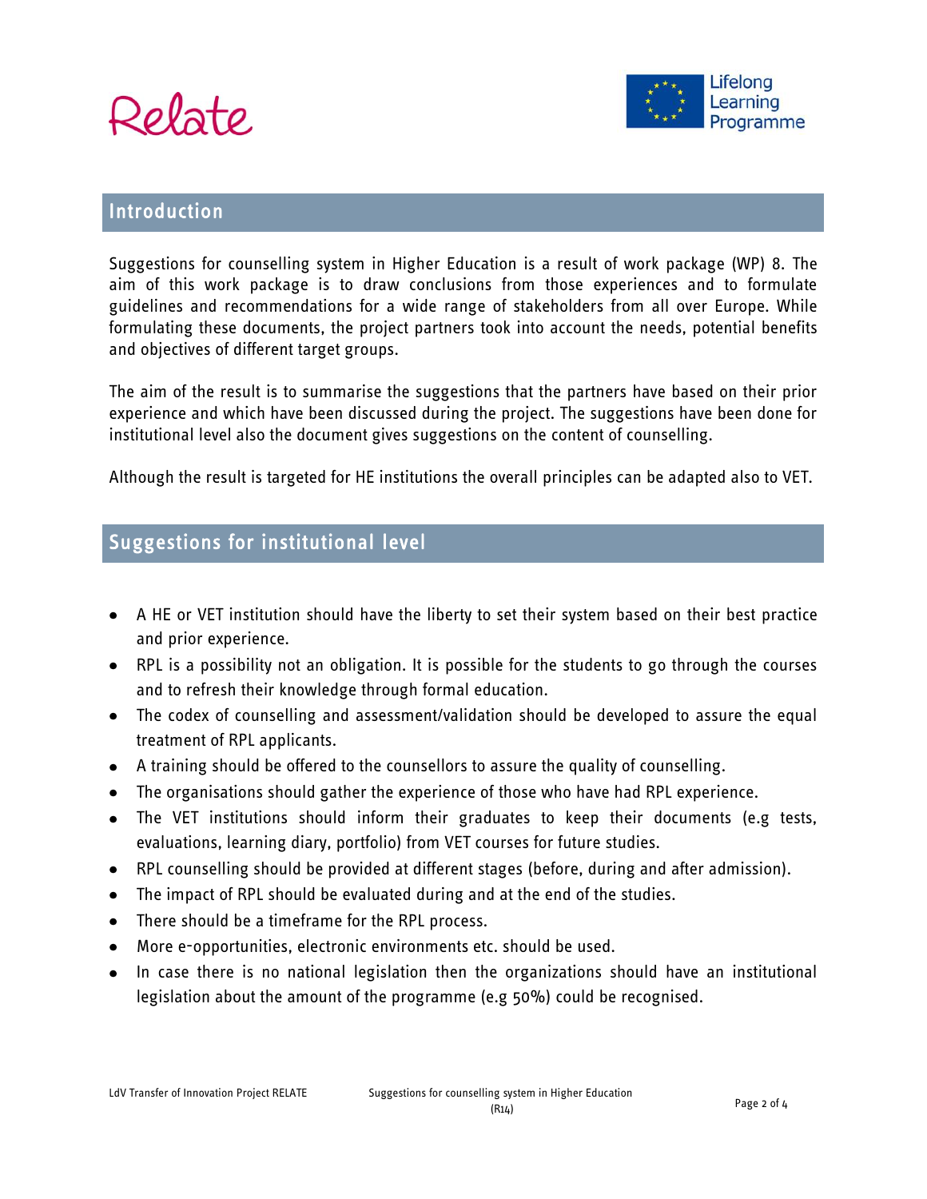## Introduction

Suggestions for counselling system in Higher Education is a result of work package (WP) 8. The aim of this work package is to draw conclusions from those experiences and to formulate guidelines and recommendations for a wide range of stakeholders from all over Europe. While formulating these documents, the project partners took into account the needs, potential benefits and objectives of different target groups.

The aim of the result is to summarise the suggestions that the partners have based on their prior experience and which have been discussed during the project. The suggestions have been done for institutional level also the document gives suggestions on the content of counselling.

Although the result is targeted for HE institutions the overall principles can be adapted also to VET.

## Suggestions for institutional level

- A HE or VET institution should have the liberty to set their system based on their best practice and prior experience.
- RPL is a possibility not an obligation. It is possible for the students to go through the courses and to refresh their knowledge through formal education.
- The codex of counselling and assessment/validation should be developed to assure the equal treatment of RPL applicants.
- A training should be offered to the counsellors to assure the quality of counselling.
- The organisations should gather the experience of those who have had RPL experience.
- The VET institutions should inform their graduates to keep their documents (e.g tests, evaluations, learning diary, portfolio) from VET courses for future studies.
- RPL counselling should be provided at different stages (before, during and after admission).
- The impact of RPL should be evaluated during and at the end of the studies.
- There should be a timeframe for the RPL process.
- More e-opportunities, electronic environments etc. should be used.
- In case there is no national legislation then the organizations should have an institutional legislation about the amount of the programme (e.g 50%) could be recognised.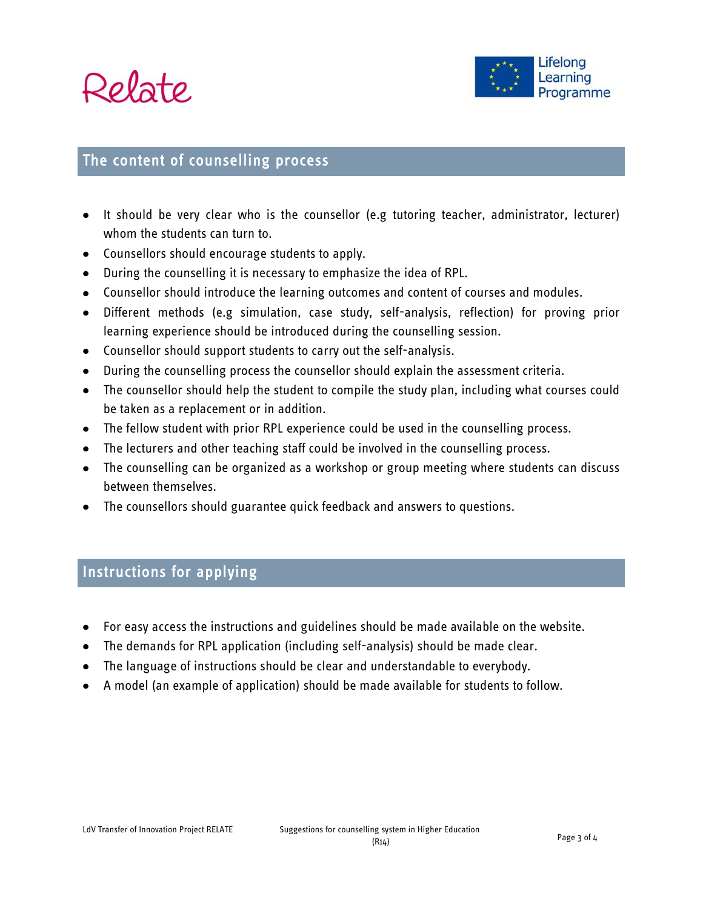## The content of counselling process

- It should be very clear who is the counsellor (e.g tutoring teacher, administrator, lecturer) whom the students can turn to.
- Counsellors should encourage students to apply.
- During the counselling it is necessary to emphasize the idea of RPL.
- Counsellor should introduce the learning outcomes and content of courses and modules.
- Different methods (e.g simulation, case study, self-analysis, reflection) for proving prior learning experience should be introduced during the counselling session.
- Counsellor should support students to carry out the self-analysis.
- During the counselling process the counsellor should explain the assessment criteria.
- The counsellor should help the student to compile the study plan, including what courses could be taken as a replacement or in addition.
- The fellow student with prior RPL experience could be used in the counselling process.
- The lecturers and other teaching staff could be involved in the counselling process.
- The counselling can be organized as a workshop or group meeting where students can discuss between themselves.
- The counsellors should guarantee quick feedback and answers to questions.

## Instructions for applying

- For easy access the instructions and guidelines should be made available on the website.
- The demands for RPL application (including self-analysis) should be made clear.
- The language of instructions should be clear and understandable to everybody.
- A model (an example of application) should be made available for students to follow.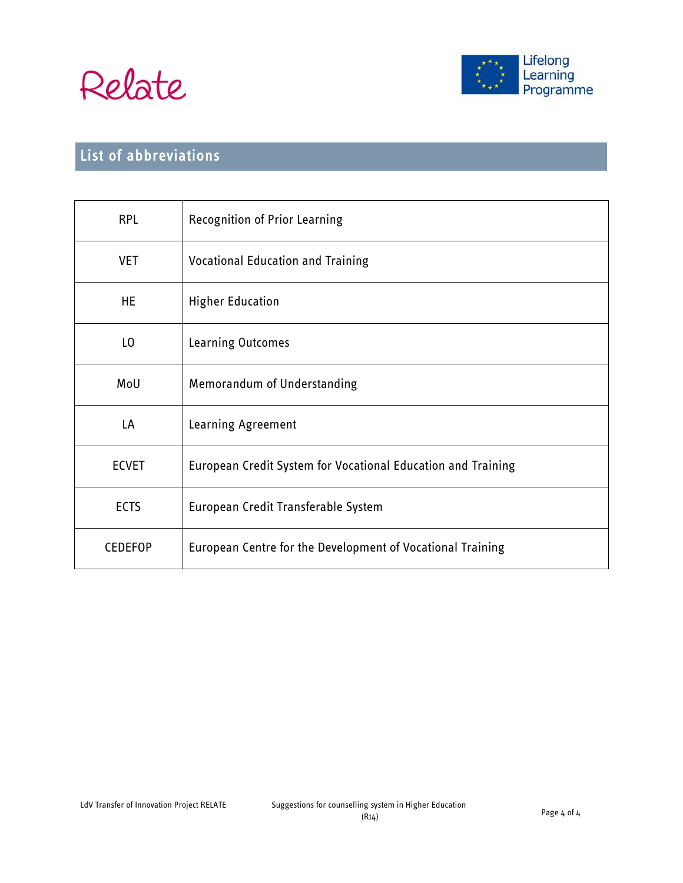## List of abbreviations

| | |
|---|---|
| RPL | Recognition of Prior Learning |
| VET | Vocational Education and Training |
| HE | Higher Education |
| LO | Learning Outcomes |
| MoU | Memorandum of Understanding |
| LA | Learning Agreement |
| ECVET | European Credit System for Vocational Education and Training |
| ECTS | European Credit Transferable System |
| CEDEFOP | European Centre for the Development of Vocational Training |